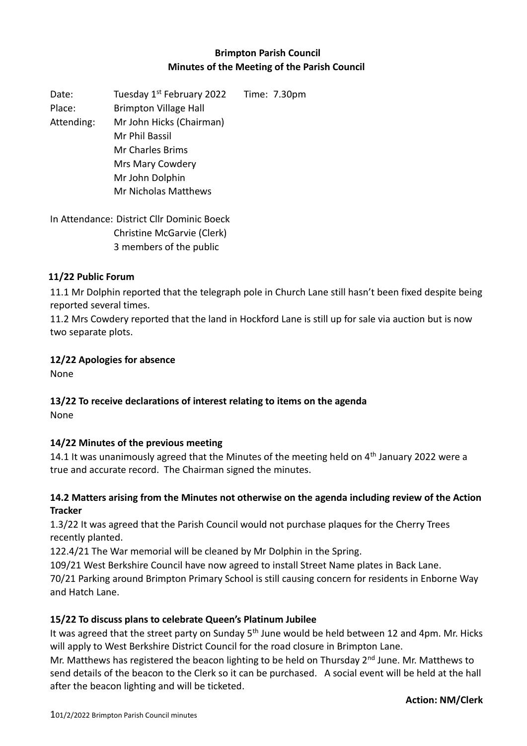**Brimpton Parish Council**
**Minutes of the Meeting of the Parish Council**

Date: Tuesday 1st February 2022 Time: 7.30pm
Place: Brimpton Village Hall
Attending: Mr John Hicks (Chairman)
Mr Phil Bassil
Mr Charles Brims
Mrs Mary Cowdery
Mr John Dolphin
Mr Nicholas Matthews

In Attendance: District Cllr Dominic Boeck
Christine McGarvie (Clerk)
3 members of the public

**11/22 Public Forum**

11.1 Mr Dolphin reported that the telegraph pole in Church Lane still hasn't been fixed despite being reported several times.
11.2 Mrs Cowdery reported that the land in Hockford Lane is still up for sale via auction but is now two separate plots.

**12/22 Apologies for absence**

None

**13/22 To receive declarations of interest relating to items on the agenda**

None

**14/22 Minutes of the previous meeting**

14.1 It was unanimously agreed that the Minutes of the meeting held on 4th January 2022 were a true and accurate record. The Chairman signed the minutes.

**14.2 Matters arising from the Minutes not otherwise on the agenda including review of the Action Tracker**

1.3/22 It was agreed that the Parish Council would not purchase plaques for the Cherry Trees recently planted.
122.4/21 The War memorial will be cleaned by Mr Dolphin in the Spring.
109/21 West Berkshire Council have now agreed to install Street Name plates in Back Lane.
70/21 Parking around Brimpton Primary School is still causing concern for residents in Enborne Way and Hatch Lane.

**15/22 To discuss plans to celebrate Queen's Platinum Jubilee**

It was agreed that the street party on Sunday 5th June would be held between 12 and 4pm. Mr. Hicks will apply to West Berkshire District Council for the road closure in Brimpton Lane.
Mr. Matthews has registered the beacon lighting to be held on Thursday 2nd June. Mr. Matthews to send details of the beacon to the Clerk so it can be purchased. A social event will be held at the hall after the beacon lighting and will be ticketed.

**Action: NM/Clerk**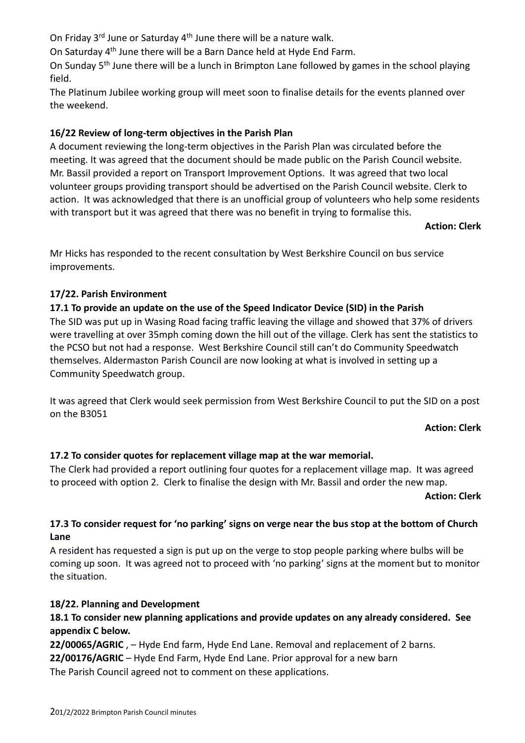On Friday 3rd June or Saturday 4th June there will be a nature walk.

On Saturday 4th June there will be a Barn Dance held at Hyde End Farm.

On Sunday 5th June there will be a lunch in Brimpton Lane followed by games in the school playing field.

The Platinum Jubilee working group will meet soon to finalise details for the events planned over the weekend.

**16/22 Review of long-term objectives in the Parish Plan**

A document reviewing the long-term objectives in the Parish Plan was circulated before the meeting. It was agreed that the document should be made public on the Parish Council website. Mr. Bassil provided a report on Transport Improvement Options. It was agreed that two local volunteer groups providing transport should be advertised on the Parish Council website. Clerk to action. It was acknowledged that there is an unofficial group of volunteers who help some residents with transport but it was agreed that there was no benefit in trying to formalise this.

**Action: Clerk**

Mr Hicks has responded to the recent consultation by West Berkshire Council on bus service improvements.

**17/22. Parish Environment**

**17.1 To provide an update on the use of the Speed Indicator Device (SID) in the Parish**

The SID was put up in Wasing Road facing traffic leaving the village and showed that 37% of drivers were travelling at over 35mph coming down the hill out of the village. Clerk has sent the statistics to the PCSO but not had a response. West Berkshire Council still can't do Community Speedwatch themselves. Aldermaston Parish Council are now looking at what is involved in setting up a Community Speedwatch group.

It was agreed that Clerk would seek permission from West Berkshire Council to put the SID on a post on the B3051

**Action: Clerk**

**17.2 To consider quotes for replacement village map at the war memorial.**

The Clerk had provided a report outlining four quotes for a replacement village map. It was agreed to proceed with option 2. Clerk to finalise the design with Mr. Bassil and order the new map.

**Action: Clerk**

**17.3 To consider request for 'no parking' signs on verge near the bus stop at the bottom of Church Lane**

A resident has requested a sign is put up on the verge to stop people parking where bulbs will be coming up soon. It was agreed not to proceed with 'no parking' signs at the moment but to monitor the situation.

**18/22. Planning and Development**

**18.1 To consider new planning applications and provide updates on any already considered. See appendix C below.**

**22/00065/AGRIC** , – Hyde End farm, Hyde End Lane. Removal and replacement of 2 barns.

**22/00176/AGRIC** – Hyde End Farm, Hyde End Lane. Prior approval for a new barn

The Parish Council agreed not to comment on these applications.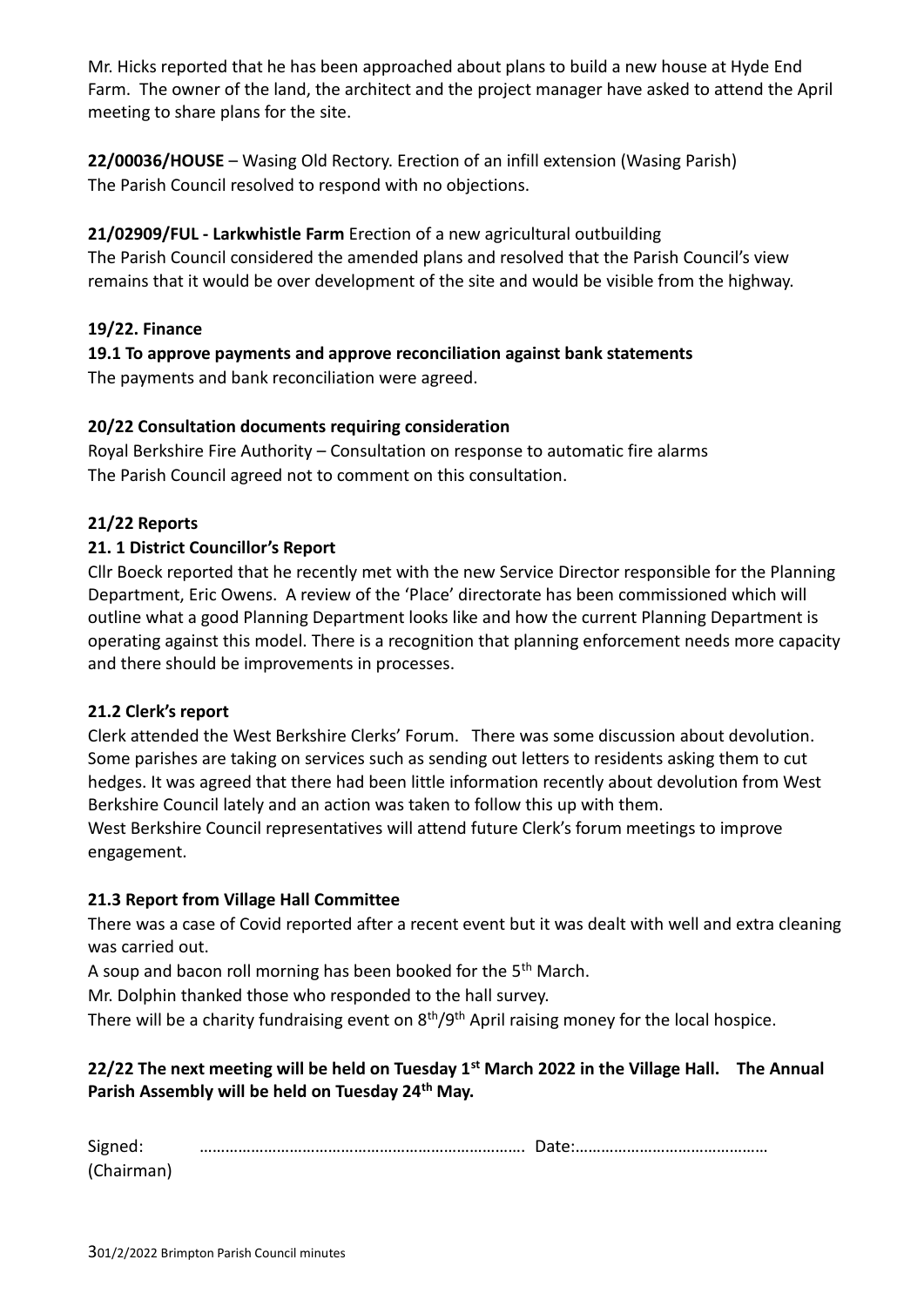Mr. Hicks reported that he has been approached about plans to build a new house at Hyde End Farm. The owner of the land, the architect and the project manager have asked to attend the April meeting to share plans for the site.

**22/00036/HOUSE** – Wasing Old Rectory. Erection of an infill extension (Wasing Parish)
The Parish Council resolved to respond with no objections.

**21/02909/FUL - Larkwhistle Farm** Erection of a new agricultural outbuilding
The Parish Council considered the amended plans and resolved that the Parish Council's view remains that it would be over development of the site and would be visible from the highway.

**19/22. Finance**

**19.1 To approve payments and approve reconciliation against bank statements**
The payments and bank reconciliation were agreed.

**20/22 Consultation documents requiring consideration**
Royal Berkshire Fire Authority – Consultation on response to automatic fire alarms
The Parish Council agreed not to comment on this consultation.

**21/22 Reports**

**21. 1 District Councillor's Report**
Cllr Boeck reported that he recently met with the new Service Director responsible for the Planning Department, Eric Owens. A review of the 'Place' directorate has been commissioned which will outline what a good Planning Department looks like and how the current Planning Department is operating against this model. There is a recognition that planning enforcement needs more capacity and there should be improvements in processes.

**21.2 Clerk's report**
Clerk attended the West Berkshire Clerks' Forum. There was some discussion about devolution. Some parishes are taking on services such as sending out letters to residents asking them to cut hedges. It was agreed that there had been little information recently about devolution from West Berkshire Council lately and an action was taken to follow this up with them.
West Berkshire Council representatives will attend future Clerk's forum meetings to improve engagement.

**21.3 Report from Village Hall Committee**
There was a case of Covid reported after a recent event but it was dealt with well and extra cleaning was carried out.
A soup and bacon roll morning has been booked for the 5th March.
Mr. Dolphin thanked those who responded to the hall survey.
There will be a charity fundraising event on 8th/9th April raising money for the local hospice.

**22/22 The next meeting will be held on Tuesday 1st March 2022 in the Village Hall. The Annual Parish Assembly will be held on Tuesday 24th May.**

Signed: ………………………………………………………………. Date:………………………………………
(Chairman)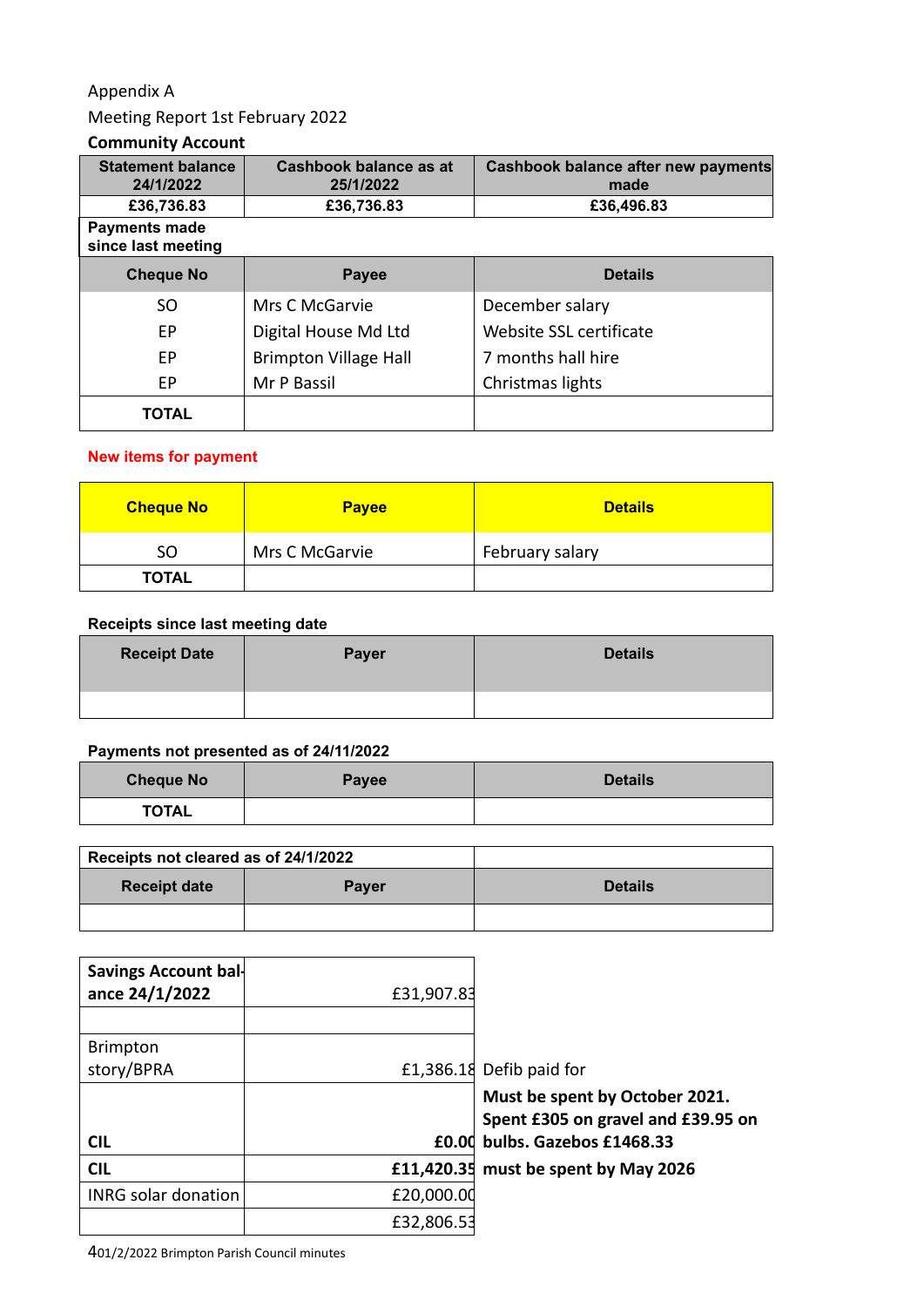Appendix A

Meeting Report 1st February 2022

**Community Account**

| Statement balance 24/1/2022 | Cashbook balance as at 25/1/2022 | Cashbook balance after new payments made |
|---|---|---|
| £36,736.83 | £36,736.83 | £36,496.83 |

**Payments made since last meeting**

| Cheque No | Payee | Details |
|---|---|---|
| SO | Mrs C McGarvie | December salary |
| EP | Digital House Md Ltd | Website SSL certificate |
| EP | Brimpton Village Hall | 7 months hall hire |
| EP | Mr P Bassil | Christmas lights |
| **TOTAL** | | |

**New items for payment**

| Cheque No | Payee | Details |
|---|---|---|
| SO | Mrs C McGarvie | February salary |
| **TOTAL** | | |

**Receipts since last meeting date**

| Receipt Date | Payer | Details |
|---|---|---|
| | | |

**Payments not presented as of 24/11/2022**

| Cheque No | Payee | Details |
|---|---|---|
| **TOTAL** | | |

**Receipts not cleared as of 24/1/2022**

| Receipt date | Payer | Details |
|---|---|---|
| | | |

| **Savings Account balance 24/1/2022** | £31,907.83 | |
|---|---|---|
| | | |
| Brimpton story/BPRA | £1,386.18 | Defib paid for |
| **CIL** | **£0.00** | **Must be spent by October 2021. Spent £305 on gravel and £39.95 on bulbs. Gazebos £1468.33** |
| **CIL** | **£11,420.35** | **must be spent by May 2026** |
| INRG solar donation | £20,000.00 | |
| | £32,806.53 | |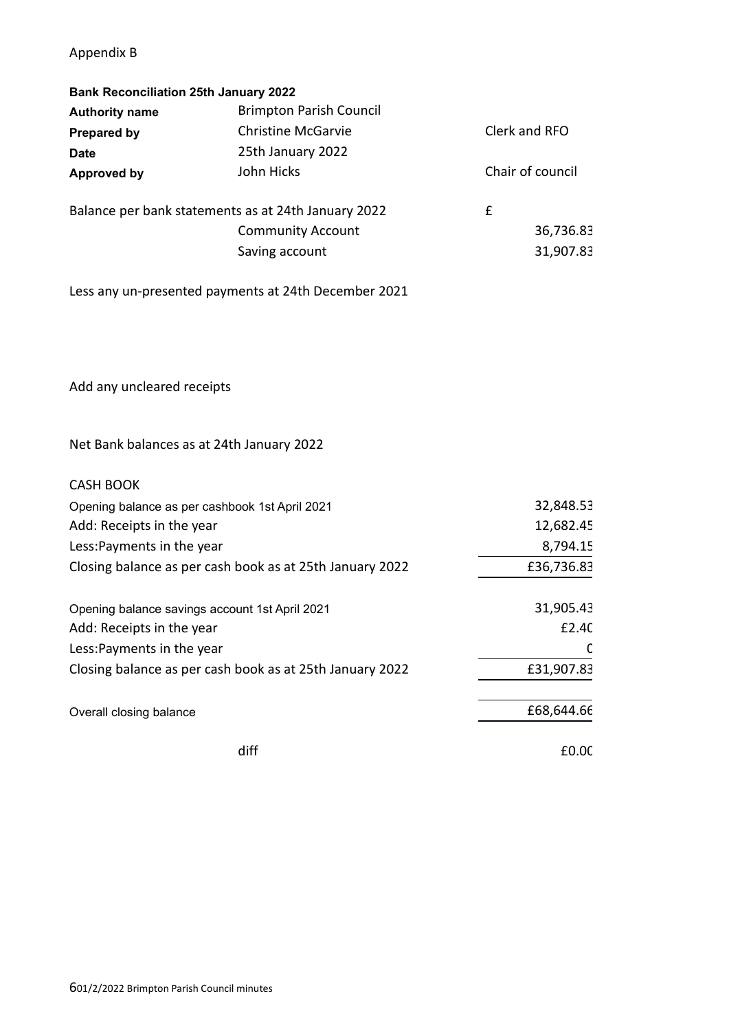Appendix B

**Bank Reconciliation 25th January 2022**

| | | |
|---|---|---|
| **Authority name** | Brimpton Parish Council | |
| **Prepared by** | Christine McGarvie | Clerk and RFO |
| **Date** | 25th January 2022 | |
| **Approved by** | John Hicks | Chair of council |

| | | |
|---|---|---|
| Balance per bank statements as at 24th January 2022 | | £ |
| | Community Account | 36,736.83 |
| | Saving account | 31,907.83 |
| Less any un-presented payments at 24th December 2021 | | |
| Add any uncleared receipts | | |
| Net Bank balances as at 24th January 2022 | | |

CASH BOOK

| | |
|---|---|
| Opening balance as per cashbook 1st April 2021 | 32,848.53 |
| Add: Receipts in the year | 12,682.45 |
| Less:Payments in the year | 8,794.15 |
| Closing balance as per cash book as at 25th January 2022 | £36,736.83 |
| Opening balance savings account 1st April 2021 | 31,905.43 |
| Add: Receipts in the year | £2.40 |
| Less:Payments in the year | 0 |
| Closing balance as per cash book as at 25th January 2022 | £31,907.83 |
| Overall closing balance | £68,644.66 |
| diff | £0.00 |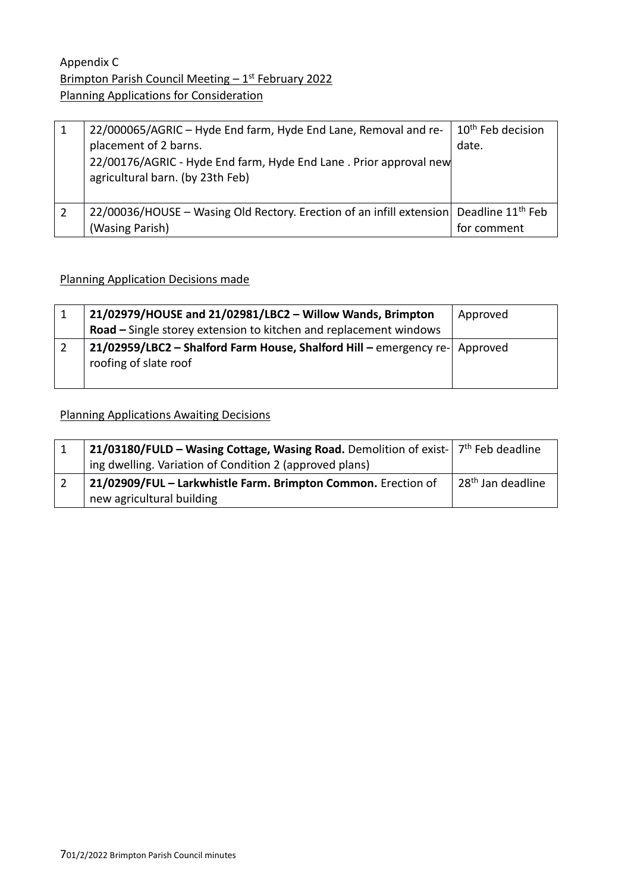Appendix C

Brimpton Parish Council Meeting – 1st February 2022

Planning Applications for Consideration

| | | |
|---|---|---|
| 1 | 22/000065/AGRIC – Hyde End farm, Hyde End Lane, Removal and replacement of 2 barns.<br>22/00176/AGRIC - Hyde End farm, Hyde End Lane . Prior approval new agricultural barn. (by 23th Feb) | 10th Feb decision date. |
| 2 | 22/00036/HOUSE – Wasing Old Rectory. Erection of an infill extension (Wasing Parish) | Deadline 11th Feb for comment |

Planning Application Decisions made

| | | |
|---|---|---|
| 1 | **21/02979/HOUSE and 21/02981/LBC2 – Willow Wands, Brimpton Road –** Single storey extension to kitchen and replacement windows | Approved |
| 2 | **21/02959/LBC2 – Shalford Farm House, Shalford Hill –** emergency re-roofing of slate roof | Approved |

Planning Applications Awaiting Decisions

| | | |
|---|---|---|
| 1 | **21/03180/FULD – Wasing Cottage, Wasing Road.** Demolition of existing dwelling. Variation of Condition 2 (approved plans) | 7th Feb deadline |
| 2 | **21/02909/FUL – Larkwhistle Farm. Brimpton Common.** Erection of new agricultural building | 28th Jan deadline |